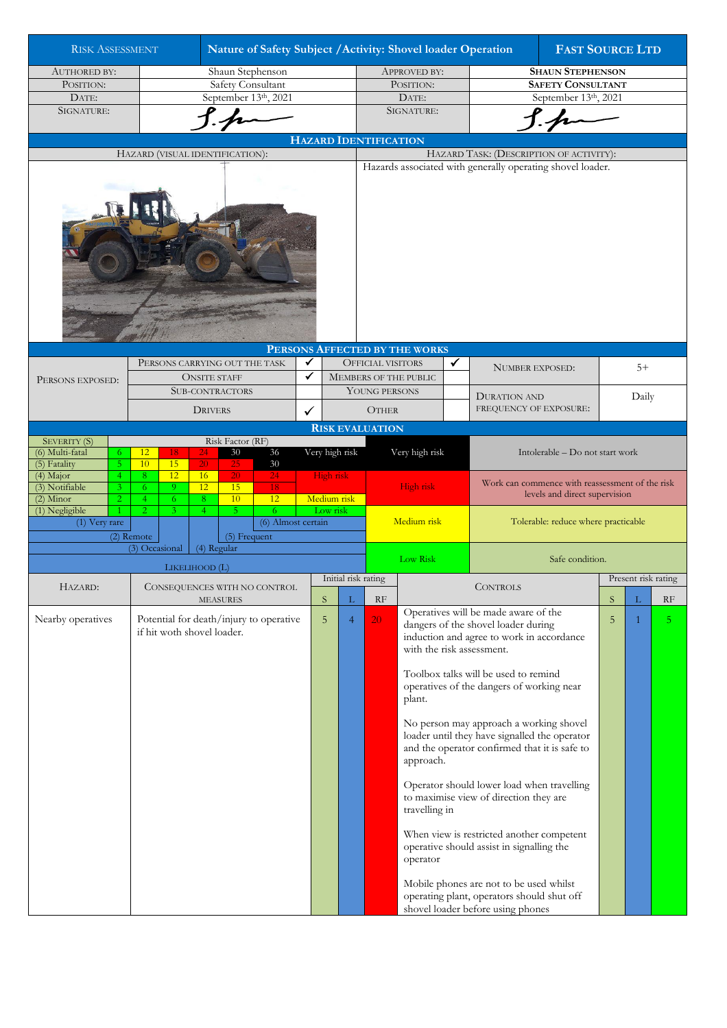| Risk Assessment | Nature of Safety Subject / Activity: Shovel loader Operation | | Fast Source Ltd |
|---|---|---|---|
| Authored by: | Shaun Stephenson | Approved by: | **Shaun Stephenson** |
| Position: | Safety Consultant | Position: | **Safety Consultant** |
| Date: | September 13th, 2021 | Date: | September 13th, 2021 |
| Signature: | | Signature: | |

## Hazard Identification

| Hazard (visual identification): | Hazard Task: (Description of activity): |
|---|---|
| | Hazards associated with generally operating shovel loader. |

## Persons Affected by the Works

| Persons exposed: | Persons carrying out the task | ✓ | Official visitors | ✓ | Number exposed: | 5+ |
|---|---|---|---|---|---|---|
| | Onsite staff | ✓ | Members of the public | | | |
| | Sub-contractors | | Young persons | | Duration and frequency of exposure: | Daily |
| | Drivers | ✓ | Other | | | |

## Risk Evaluation

| Severity (S) | | Risk Factor (RF) | | | | | | | |
|---|---|---|---|---|---|---|---|---|---|
| (6) Multi-fatal | 6 | 12 | 18 | 24 | 30 | 36 | Very high risk | Very high risk | Intolerable – Do not start work |
| (5) Fatality | 5 | 10 | 15 | 20 | 25 | 30 | | | |
| (4) Major | 4 | 8 | 12 | 16 | 20 | 24 | High risk | High risk | Work can commence with reassessment of the risk levels and direct supervision |
| (3) Notifiable | 3 | 6 | 9 | 12 | 15 | 18 | | | |
| (2) Minor | 2 | 4 | 6 | 8 | 10 | 12 | Medium risk | | |
| (1) Negligible | 1 | 2 | 3 | 4 | 5 | 6 | Low risk | Medium risk | Tolerable: reduce where practicable |
| | (1) Very rare | (2) Remote | (3) Occasional | (4) Regular | (5) Frequent | (6) Almost certain | | Low Risk | Safe condition. |
| Likelihood (L) | | | | | | | | | |

| Hazard: | Consequences with no control measures | Initial risk rating S | L | RF | Controls | Present risk rating S | L | RF |
|---|---|---|---|---|---|---|---|---|
| Nearby operatives | Potential for death/injury to operative if hit woth shovel loader. | 5 | 4 | 20 | Operatives will be made aware of the dangers of the shovel loader during induction and agree to work in accordance with the risk assessment.<br><br>Toolbox talks will be used to remind operatives of the dangers of working near plant.<br><br>No person may approach a working shovel loader until they have signalled the operator and the operator confirmed that it is safe to approach.<br><br>Operator should lower load when travelling to maximise view of direction they are travelling in<br><br>When view is restricted another competent operative should assist in signalling the operator<br><br>Mobile phones are not to be used whilst operating plant, operators should shut off shovel loader before using phones | 5 | 1 | 5 |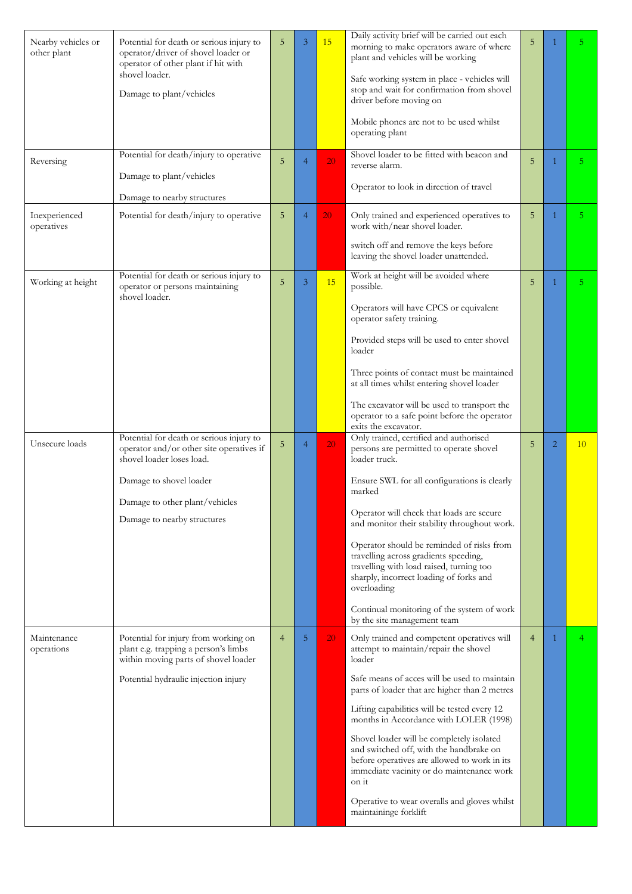| | | | | | | | | |
|---|---|---|---|---|---|---|---|---|
| Nearby vehicles or other plant | Potential for death or serious injury to operator/driver of shovel loader or operator of other plant if hit with shovel loader.<br><br>Damage to plant/vehicles | 5 | 3 | 15 | Daily activity brief will be carried out each morning to make operators aware of where plant and vehicles will be working<br><br>Safe working system in place - vehicles will stop and wait for confirmation from shovel driver before moving on<br><br>Mobile phones are not to be used whilst operating plant | 5 | 1 | 5 |
| Reversing | Potential for death/injury to operative<br><br>Damage to plant/vehicles<br><br>Damage to nearby structures | 5 | 4 | 20 | Shovel loader to be fitted with beacon and reverse alarm.<br><br>Operator to look in direction of travel | 5 | 1 | 5 |
| Inexperienced operatives | Potential for death/injury to operative | 5 | 4 | 20 | Only trained and experienced operatives to work with/near shovel loader.<br><br>switch off and remove the keys before leaving the shovel loader unattended. | 5 | 1 | 5 |
| Working at height | Potential for death or serious injury to operator or persons maintaining shovel loader. | 5 | 3 | 15 | Work at height will be avoided where possible.<br><br>Operators will have CPCS or equivalent operator safety training.<br><br>Provided steps will be used to enter shovel loader<br><br>Three points of contact must be maintained at all times whilst entering shovel loader<br><br>The excavator will be used to transport the operator to a safe point before the operator exits the excavator. | 5 | 1 | 5 |
| Unsecure loads | Potential for death or serious injury to operator and/or other site operatives if shovel loader loses load.<br><br>Damage to shovel loader<br><br>Damage to other plant/vehicles<br><br>Damage to nearby structures | 5 | 4 | 20 | Only trained, certified and authorised persons are permitted to operate shovel loader truck.<br><br>Ensure SWL for all configurations is clearly marked<br><br>Operator will check that loads are secure and monitor their stability throughout work.<br><br>Operator should be reminded of risks from travelling across gradients speeding, travelling with load raised, turning too sharply, incorrect loading of forks and overloading<br><br>Continual monitoring of the system of work by the site management team | 5 | 2 | 10 |
| Maintenance operations | Potential for injury from working on plant e.g. trapping a person's limbs within moving parts of shovel loader<br><br>Potential hydraulic injection injury | 4 | 5 | 20 | Only trained and competent operatives will attempt to maintain/repair the shovel loader<br><br>Safe means of acces will be used to maintain parts of loader that are higher than 2 metres<br><br>Lifting capabilities will be tested every 12 months in Accordance with LOLER (1998)<br><br>Shovel loader will be completely isolated and switched off, with the handbrake on before operatives are allowed to work in its immediate vacinity or do maintenance work on it<br><br>Operative to wear overalls and gloves whilst maintaininge forklift | 4 | 1 | 4 |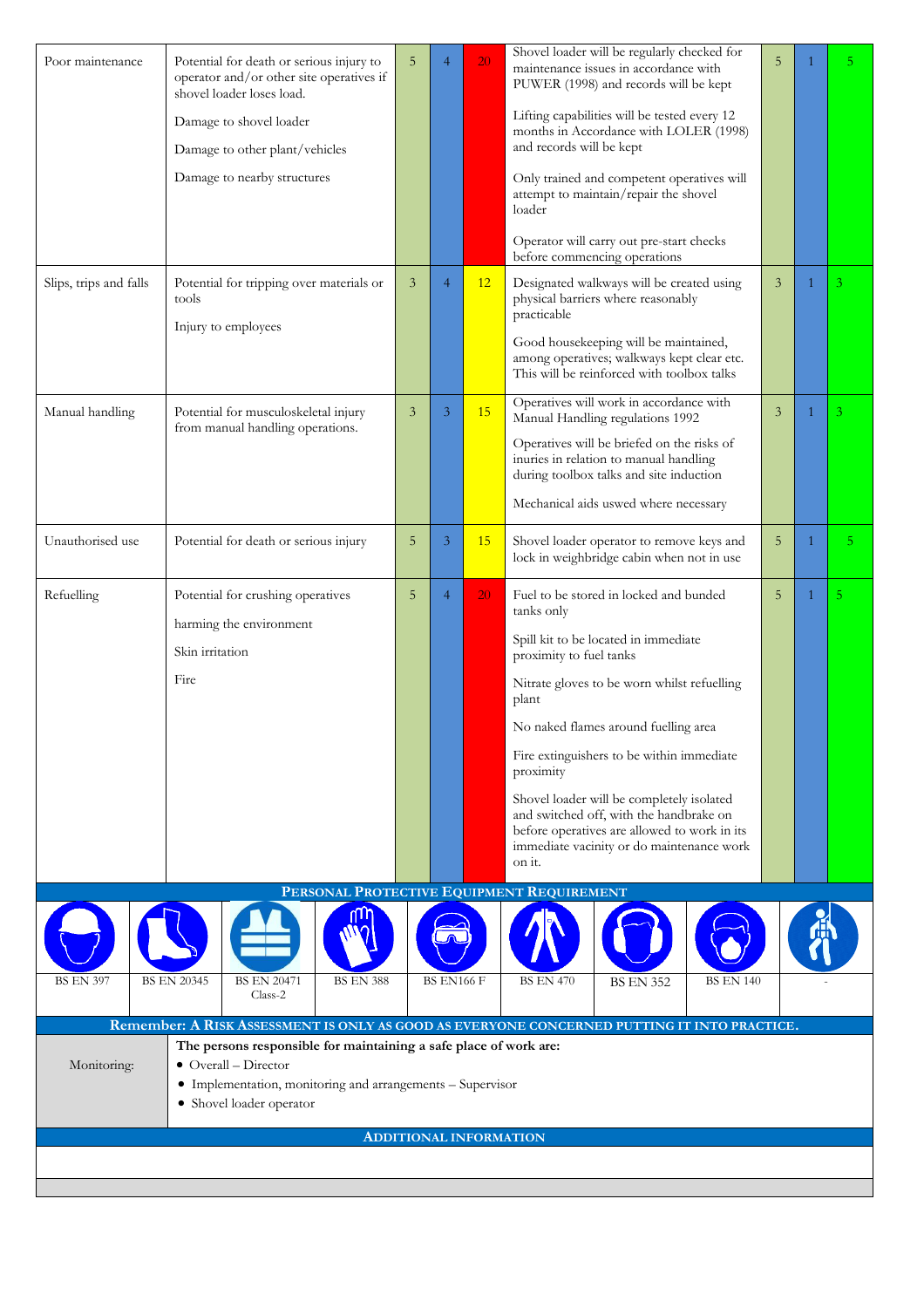| | | | | | | | | |
|---|---|---|---|---|---|---|---|---|
| Poor maintenance | Potential for death or serious injury to operator and/or other site operatives if shovel loader loses load.<br><br>Damage to shovel loader<br><br>Damage to other plant/vehicles<br><br>Damage to nearby structures | 5 | 4 | 20 | Shovel loader will be regularly checked for maintenance issues in accordance with PUWER (1998) and records will be kept<br><br>Lifting capabilities will be tested every 12 months in Accordance with LOLER (1998) and records will be kept<br><br>Only trained and competent operatives will attempt to maintain/repair the shovel loader<br><br>Operator will carry out pre-start checks before commencing operations | 5 | 1 | 5 |
| Slips, trips and falls | Potential for tripping over materials or tools<br><br>Injury to employees | 3 | 4 | 12 | Designated walkways will be created using physical barriers where reasonably practicable<br><br>Good housekeeping will be maintained, among operatives; walkways kept clear etc. This will be reinforced with toolbox talks | 3 | 1 | 3 |
| Manual handling | Potential for musculoskeletal injury from manual handling operations. | 3 | 3 | 15 | Operatives will work in accordance with Manual Handling regulations 1992<br><br>Operatives will be briefed on the risks of inuries in relation to manual handling during toolbox talks and site induction<br><br>Mechanical aids uswed where necessary | 3 | 1 | 3 |
| Unauthorised use | Potential for death or serious injury | 5 | 3 | 15 | Shovel loader operator to remove keys and lock in weighbridge cabin when not in use | 5 | 1 | 5 |
| Refuelling | Potential for crushing operatives<br><br>harming the environment<br><br>Skin irritation<br><br>Fire | 5 | 4 | 20 | Fuel to be stored in locked and bunded tanks only<br><br>Spill kit to be located in immediate proximity to fuel tanks<br><br>Nitrate gloves to be worn whilst refuelling plant<br><br>No naked flames around fuelling area<br><br>Fire extinguishers to be within immediate proximity<br><br>Shovel loader will be completely isolated and switched off, with the handbrake on before operatives are allowed to work in its immediate vacinity or do maintenance work on it. | 5 | 1 | 5 |

## Personal Protective Equipment Requirement

| | | | | | | | | |
|---|---|---|---|---|---|---|---|---|
| BS EN 397 | BS EN 20345 | BS EN 20471 Class-2 | BS EN 388 | BS EN166 F | BS EN 470 | BS EN 352 | BS EN 140 | - |

**Remember: A Risk Assessment is only as good as everyone concerned putting it into practice.**

| | |
|---|---|
| Monitoring: | **The persons responsible for maintaining a safe place of work are:**<br>• Overall – Director<br>• Implementation, monitoring and arrangements – Supervisor<br>• Shovel loader operator |

## Additional Information